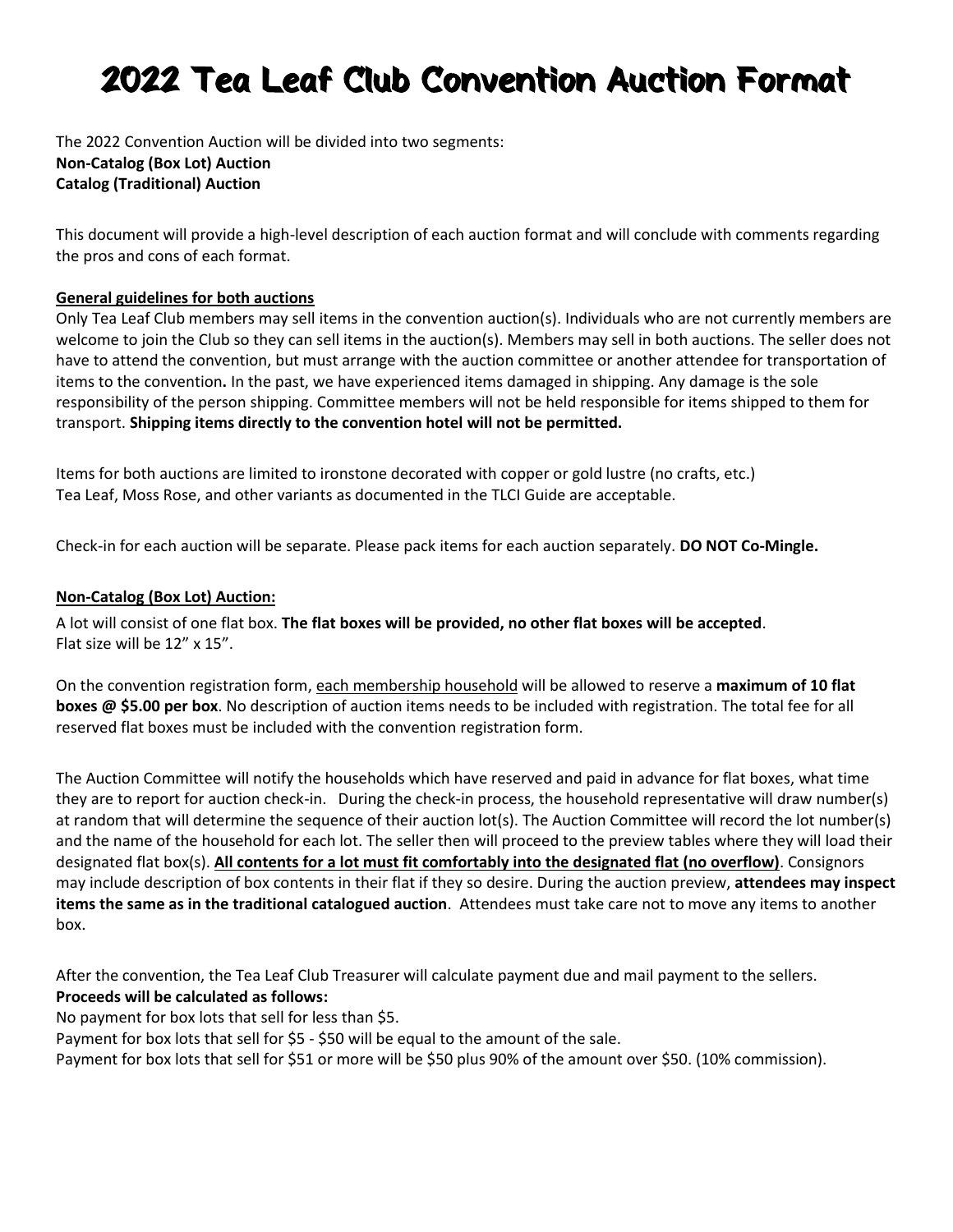# 2022 Tea Leaf Club Convention Auction Format

The 2022 Convention Auction will be divided into two segments:
**Non-Catalog (Box Lot) Auction**
**Catalog (Traditional) Auction**

This document will provide a high-level description of each auction format and will conclude with comments regarding the pros and cons of each format.

**General guidelines for both auctions**

Only Tea Leaf Club members may sell items in the convention auction(s). Individuals who are not currently members are welcome to join the Club so they can sell items in the auction(s). Members may sell in both auctions. The seller does not have to attend the convention, but must arrange with the auction committee or another attendee for transportation of items to the convention**.** In the past, we have experienced items damaged in shipping. Any damage is the sole responsibility of the person shipping. Committee members will not be held responsible for items shipped to them for transport. **Shipping items directly to the convention hotel will not be permitted.**

Items for both auctions are limited to ironstone decorated with copper or gold lustre (no crafts, etc.) Tea Leaf, Moss Rose, and other variants as documented in the TLCI Guide are acceptable.

Check-in for each auction will be separate. Please pack items for each auction separately. **DO NOT Co-Mingle.**

**Non-Catalog (Box Lot) Auction:**

A lot will consist of one flat box. **The flat boxes will be provided, no other flat boxes will be accepted**. Flat size will be 12" x 15".

On the convention registration form, each membership household will be allowed to reserve a **maximum of 10 flat boxes @ $5.00 per box**. No description of auction items needs to be included with registration. The total fee for all reserved flat boxes must be included with the convention registration form.

The Auction Committee will notify the households which have reserved and paid in advance for flat boxes, what time they are to report for auction check-in. During the check-in process, the household representative will draw number(s) at random that will determine the sequence of their auction lot(s). The Auction Committee will record the lot number(s) and the name of the household for each lot. The seller then will proceed to the preview tables where they will load their designated flat box(s). **All contents for a lot must fit comfortably into the designated flat (no overflow)**. Consignors may include description of box contents in their flat if they so desire. During the auction preview, **attendees may inspect items the same as in the traditional catalogued auction**. Attendees must take care not to move any items to another box.

After the convention, the Tea Leaf Club Treasurer will calculate payment due and mail payment to the sellers.
**Proceeds will be calculated as follows:**
No payment for box lots that sell for less than $5.
Payment for box lots that sell for $5 - $50 will be equal to the amount of the sale.
Payment for box lots that sell for $51 or more will be $50 plus 90% of the amount over $50. (10% commission).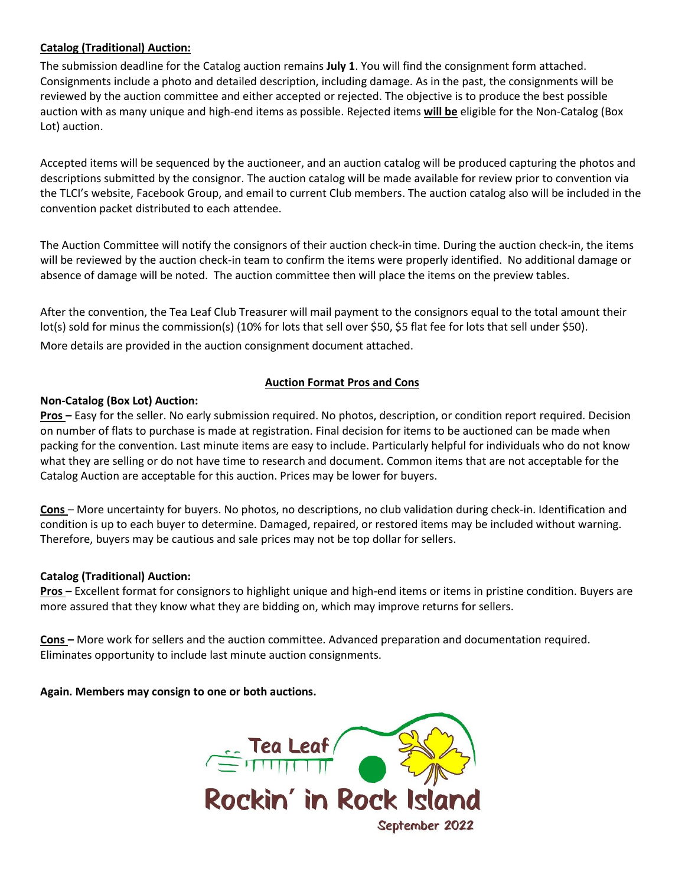**<u>Catalog (Traditional) Auction:</u>**

The submission deadline for the Catalog auction remains **July 1**. You will find the consignment form attached. Consignments include a photo and detailed description, including damage. As in the past, the consignments will be reviewed by the auction committee and either accepted or rejected. The objective is to produce the best possible auction with as many unique and high-end items as possible. Rejected items **<u>will be</u>** eligible for the Non-Catalog (Box Lot) auction.

Accepted items will be sequenced by the auctioneer, and an auction catalog will be produced capturing the photos and descriptions submitted by the consignor. The auction catalog will be made available for review prior to convention via the TLCI's website, Facebook Group, and email to current Club members. The auction catalog also will be included in the convention packet distributed to each attendee.

The Auction Committee will notify the consignors of their auction check-in time. During the auction check-in, the items will be reviewed by the auction check-in team to confirm the items were properly identified. No additional damage or absence of damage will be noted. The auction committee then will place the items on the preview tables.

After the convention, the Tea Leaf Club Treasurer will mail payment to the consignors equal to the total amount their lot(s) sold for minus the commission(s) (10% for lots that sell over $50, $5 flat fee for lots that sell under $50).

More details are provided in the auction consignment document attached.

**<u>Auction Format Pros and Cons</u>**

**Non-Catalog (Box Lot) Auction:**

**<u>Pros</u> –** Easy for the seller. No early submission required. No photos, description, or condition report required. Decision on number of flats to purchase is made at registration. Final decision for items to be auctioned can be made when packing for the convention. Last minute items are easy to include. Particularly helpful for individuals who do not know what they are selling or do not have time to research and document. Common items that are not acceptable for the Catalog Auction are acceptable for this auction. Prices may be lower for buyers.

**<u>Cons</u>** – More uncertainty for buyers. No photos, no descriptions, no club validation during check-in. Identification and condition is up to each buyer to determine. Damaged, repaired, or restored items may be included without warning. Therefore, buyers may be cautious and sale prices may not be top dollar for sellers.

**Catalog (Traditional) Auction:**

**<u>Pros</u> –** Excellent format for consignors to highlight unique and high-end items or items in pristine condition. Buyers are more assured that they know what they are bidding on, which may improve returns for sellers.

**<u>Cons</u> –** More work for sellers and the auction committee. Advanced preparation and documentation required. Eliminates opportunity to include last minute auction consignments.

**Again. Members may consign to one or both auctions.**

Tea Leaf

Rockin' in Rock Island

September 2022